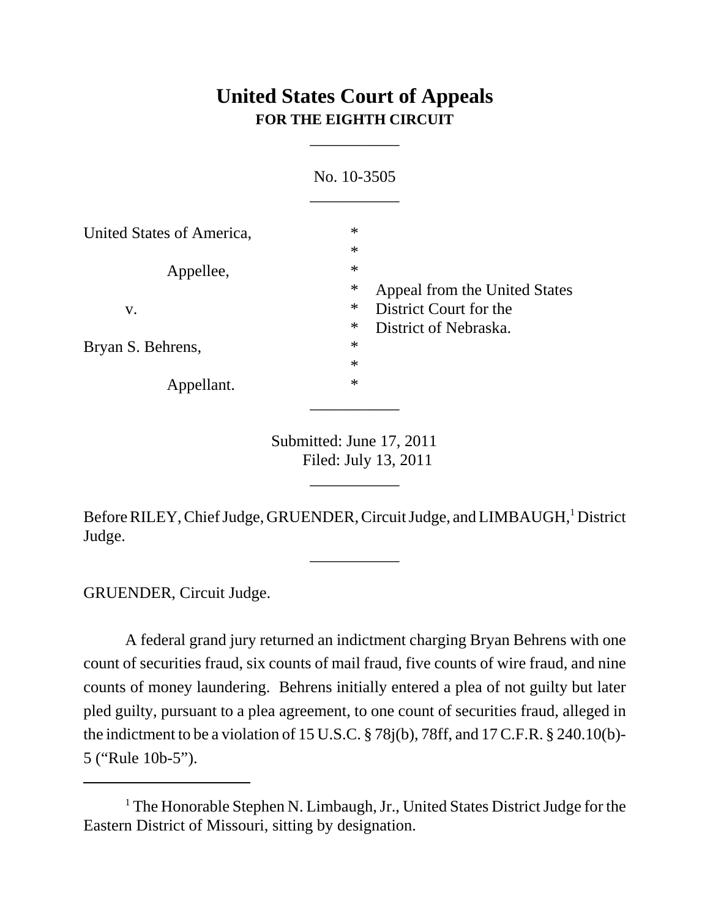# United States Court of Appeals
**FOR THE EIGHTH CIRCUIT**

---

No. 10-3505

---

| | | |
|---|---|---|
| United States of America, | * | |
| | * | |
| Appellee, | * | |
| | * | Appeal from the United States |
| v. | * | District Court for the |
| | * | District of Nebraska. |
| Bryan S. Behrens, | * | |
| | * | |
| Appellant. | * | |

---

Submitted: June 17, 2011
Filed: July 13, 2011

---

Before RILEY, Chief Judge, GRUENDER, Circuit Judge, and LIMBAUGH,[1] District Judge.

---

GRUENDER, Circuit Judge.

A federal grand jury returned an indictment charging Bryan Behrens with one count of securities fraud, six counts of mail fraud, five counts of wire fraud, and nine counts of money laundering. Behrens initially entered a plea of not guilty but later pled guilty, pursuant to a plea agreement, to one count of securities fraud, alleged in the indictment to be a violation of 15 U.S.C. § 78j(b), 78ff, and 17 C.F.R. § 240.10(b)-5 ("Rule 10b-5").

---

[1] The Honorable Stephen N. Limbaugh, Jr., United States District Judge for the Eastern District of Missouri, sitting by designation.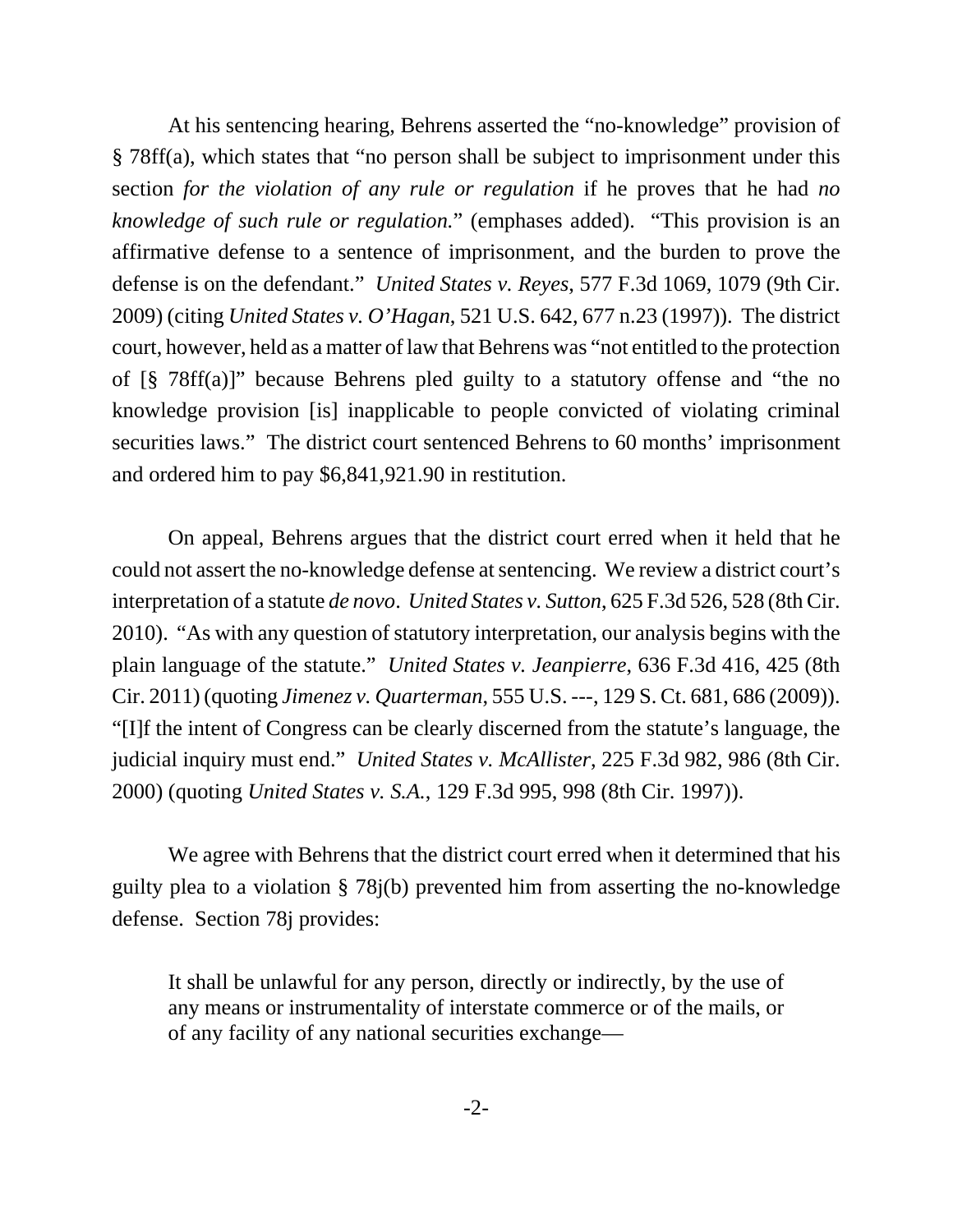At his sentencing hearing, Behrens asserted the "no-knowledge" provision of § 78ff(a), which states that "no person shall be subject to imprisonment under this section *for the violation of any rule or regulation* if he proves that he had *no knowledge of such rule or regulation.*" (emphases added). "This provision is an affirmative defense to a sentence of imprisonment, and the burden to prove the defense is on the defendant." *United States v. Reyes*, 577 F.3d 1069, 1079 (9th Cir. 2009) (citing *United States v. O'Hagan*, 521 U.S. 642, 677 n.23 (1997)). The district court, however, held as a matter of law that Behrens was "not entitled to the protection of [§ 78ff(a)]" because Behrens pled guilty to a statutory offense and "the no knowledge provision [is] inapplicable to people convicted of violating criminal securities laws." The district court sentenced Behrens to 60 months' imprisonment and ordered him to pay $6,841,921.90 in restitution.

On appeal, Behrens argues that the district court erred when it held that he could not assert the no-knowledge defense at sentencing. We review a district court's interpretation of a statute *de novo*. *United States v. Sutton*, 625 F.3d 526, 528 (8th Cir. 2010). "As with any question of statutory interpretation, our analysis begins with the plain language of the statute." *United States v. Jeanpierre*, 636 F.3d 416, 425 (8th Cir. 2011) (quoting *Jimenez v. Quarterman*, 555 U.S. ---, 129 S. Ct. 681, 686 (2009)). "[I]f the intent of Congress can be clearly discerned from the statute's language, the judicial inquiry must end." *United States v. McAllister*, 225 F.3d 982, 986 (8th Cir. 2000) (quoting *United States v. S.A.*, 129 F.3d 995, 998 (8th Cir. 1997)).

We agree with Behrens that the district court erred when it determined that his guilty plea to a violation § 78j(b) prevented him from asserting the no-knowledge defense. Section 78j provides:

> It shall be unlawful for any person, directly or indirectly, by the use of any means or instrumentality of interstate commerce or of the mails, or of any facility of any national securities exchange—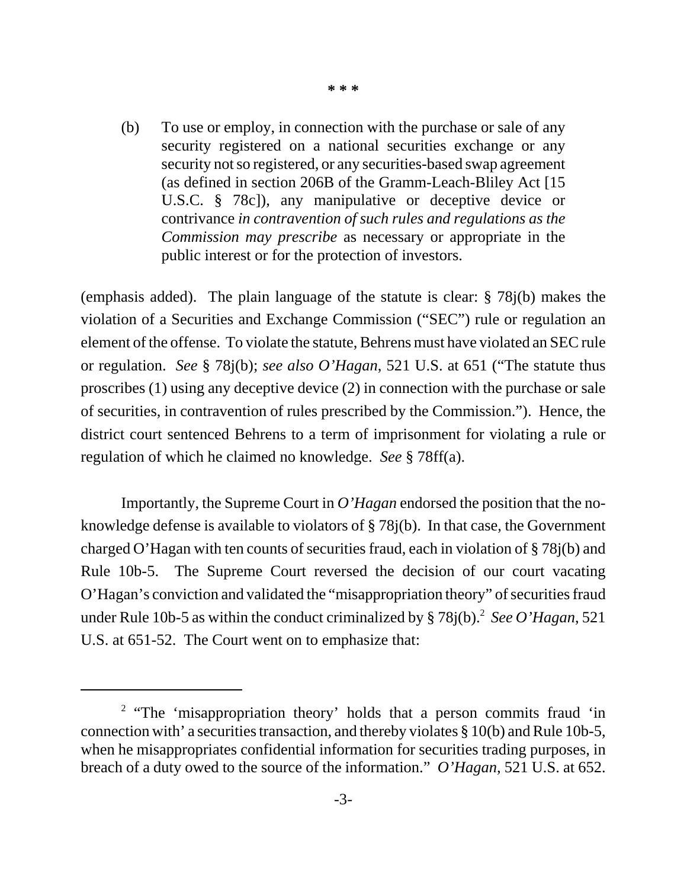\* \* \*

> (b) To use or employ, in connection with the purchase or sale of any security registered on a national securities exchange or any security not so registered, or any securities-based swap agreement (as defined in section 206B of the Gramm-Leach-Bliley Act [15 U.S.C. § 78c]), any manipulative or deceptive device or contrivance *in contravention of such rules and regulations as the Commission may prescribe* as necessary or appropriate in the public interest or for the protection of investors.

(emphasis added). The plain language of the statute is clear: § 78j(b) makes the violation of a Securities and Exchange Commission ("SEC") rule or regulation an element of the offense. To violate the statute, Behrens must have violated an SEC rule or regulation. *See* § 78j(b); *see also O'Hagan*, 521 U.S. at 651 ("The statute thus proscribes (1) using any deceptive device (2) in connection with the purchase or sale of securities, in contravention of rules prescribed by the Commission."). Hence, the district court sentenced Behrens to a term of imprisonment for violating a rule or regulation of which he claimed no knowledge. *See* § 78ff(a).

Importantly, the Supreme Court in *O'Hagan* endorsed the position that the no-knowledge defense is available to violators of § 78j(b). In that case, the Government charged O'Hagan with ten counts of securities fraud, each in violation of § 78j(b) and Rule 10b-5. The Supreme Court reversed the decision of our court vacating O'Hagan's conviction and validated the "misappropriation theory" of securities fraud under Rule 10b-5 as within the conduct criminalized by § 78j(b).[2] *See O'Hagan*, 521 U.S. at 651-52. The Court went on to emphasize that:

---

[2] "The 'misappropriation theory' holds that a person commits fraud 'in connection with' a securities transaction, and thereby violates § 10(b) and Rule 10b-5, when he misappropriates confidential information for securities trading purposes, in breach of a duty owed to the source of the information." *O'Hagan*, 521 U.S. at 652.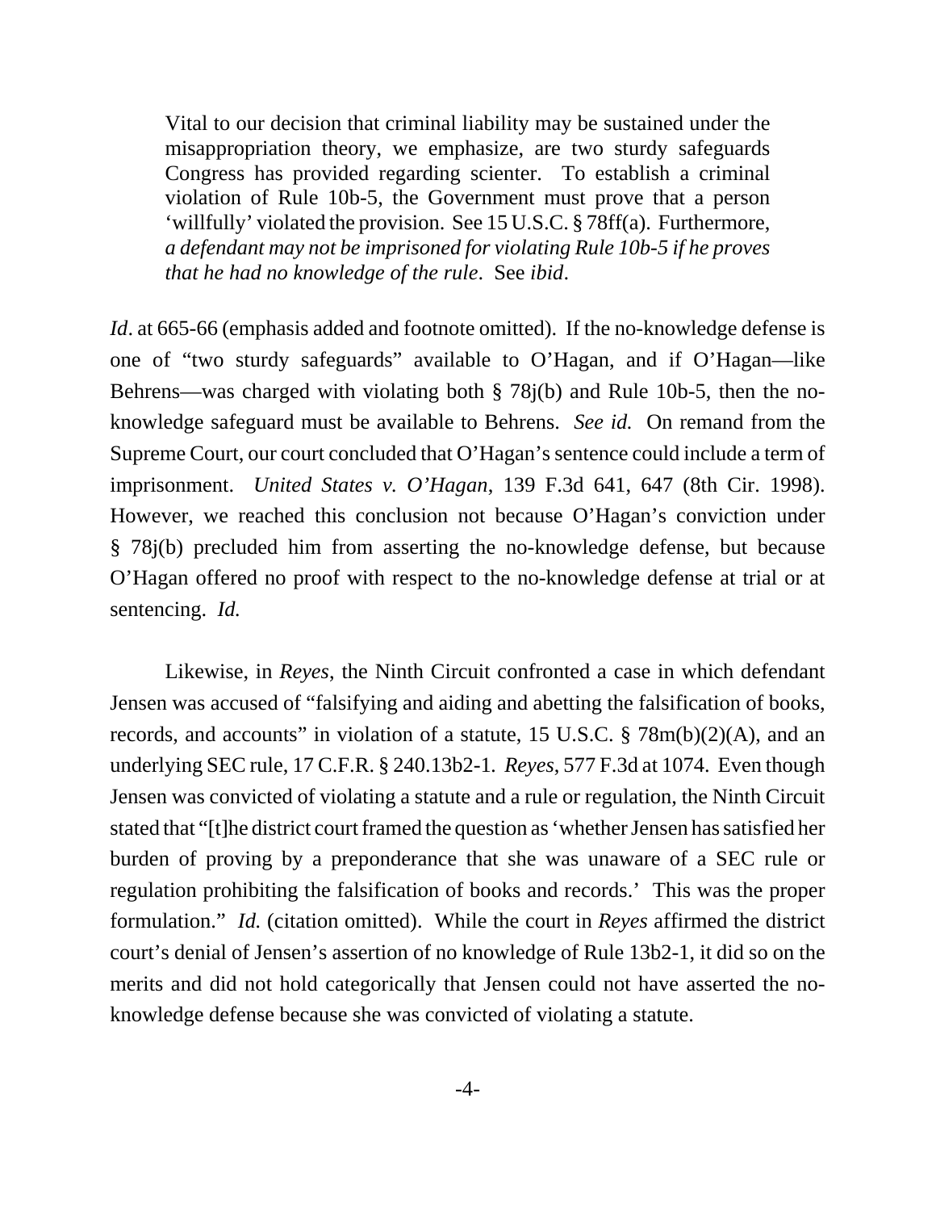> Vital to our decision that criminal liability may be sustained under the misappropriation theory, we emphasize, are two sturdy safeguards Congress has provided regarding scienter. To establish a criminal violation of Rule 10b-5, the Government must prove that a person 'willfully' violated the provision. See 15 U.S.C. § 78ff(a). Furthermore, *a defendant may not be imprisoned for violating Rule 10b-5 if he proves that he had no knowledge of the rule*. See *ibid*.

*Id*. at 665-66 (emphasis added and footnote omitted). If the no-knowledge defense is one of "two sturdy safeguards" available to O'Hagan, and if O'Hagan—like Behrens—was charged with violating both § 78j(b) and Rule 10b-5, then the no-knowledge safeguard must be available to Behrens. *See id.* On remand from the Supreme Court, our court concluded that O'Hagan's sentence could include a term of imprisonment. *United States v. O'Hagan*, 139 F.3d 641, 647 (8th Cir. 1998). However, we reached this conclusion not because O'Hagan's conviction under § 78j(b) precluded him from asserting the no-knowledge defense, but because O'Hagan offered no proof with respect to the no-knowledge defense at trial or at sentencing. *Id.*

Likewise, in *Reyes*, the Ninth Circuit confronted a case in which defendant Jensen was accused of "falsifying and aiding and abetting the falsification of books, records, and accounts" in violation of a statute, 15 U.S.C. § 78m(b)(2)(A), and an underlying SEC rule, 17 C.F.R. § 240.13b2-1. *Reyes*, 577 F.3d at 1074. Even though Jensen was convicted of violating a statute and a rule or regulation, the Ninth Circuit stated that "[t]he district court framed the question as 'whether Jensen has satisfied her burden of proving by a preponderance that she was unaware of a SEC rule or regulation prohibiting the falsification of books and records.' This was the proper formulation." *Id.* (citation omitted). While the court in *Reyes* affirmed the district court's denial of Jensen's assertion of no knowledge of Rule 13b2-1, it did so on the merits and did not hold categorically that Jensen could not have asserted the no-knowledge defense because she was convicted of violating a statute.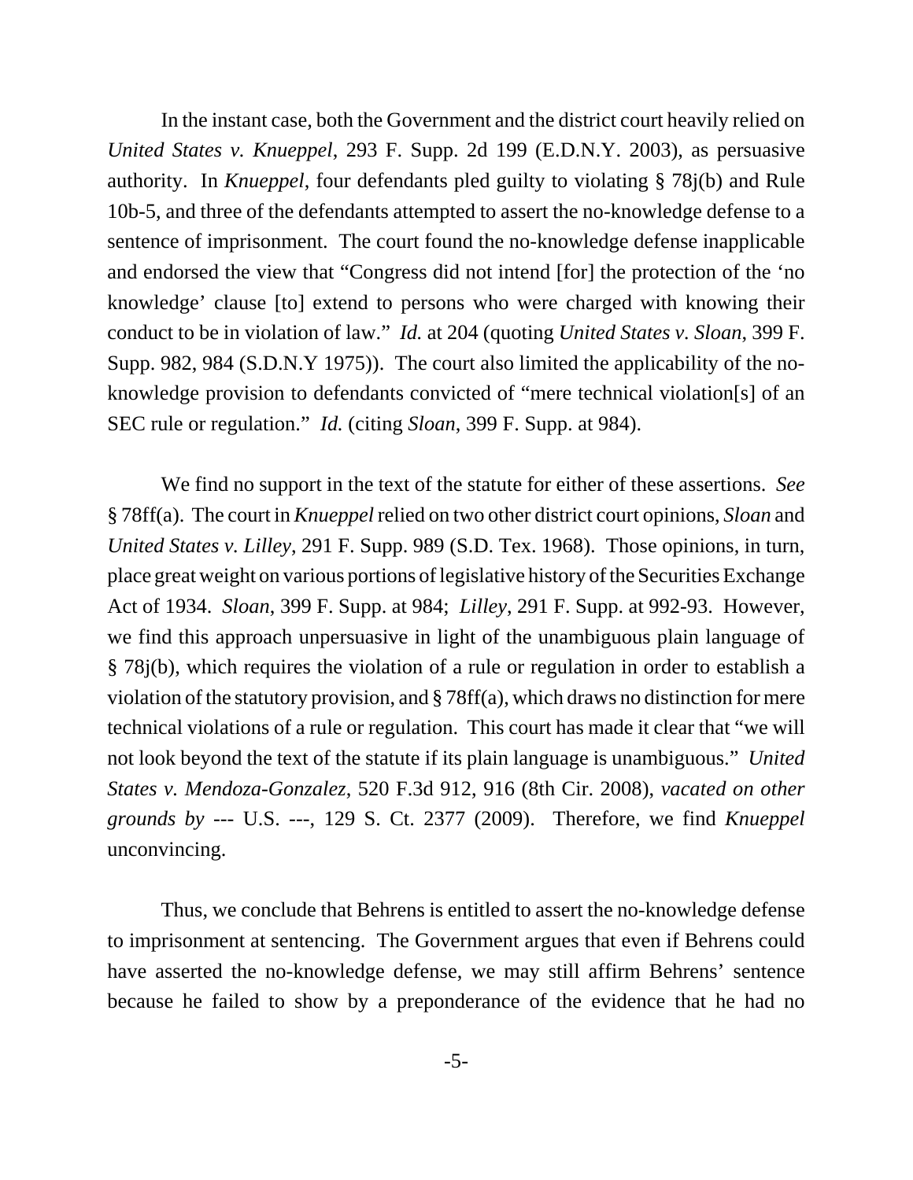In the instant case, both the Government and the district court heavily relied on *United States v. Knueppel*, 293 F. Supp. 2d 199 (E.D.N.Y. 2003), as persuasive authority. In *Knueppel*, four defendants pled guilty to violating § 78j(b) and Rule 10b-5, and three of the defendants attempted to assert the no-knowledge defense to a sentence of imprisonment. The court found the no-knowledge defense inapplicable and endorsed the view that "Congress did not intend [for] the protection of the 'no knowledge' clause [to] extend to persons who were charged with knowing their conduct to be in violation of law." *Id.* at 204 (quoting *United States v. Sloan*, 399 F. Supp. 982, 984 (S.D.N.Y 1975)). The court also limited the applicability of the no-knowledge provision to defendants convicted of "mere technical violation[s] of an SEC rule or regulation." *Id.* (citing *Sloan*, 399 F. Supp. at 984).

We find no support in the text of the statute for either of these assertions. *See* § 78ff(a). The court in *Knueppel* relied on two other district court opinions, *Sloan* and *United States v. Lilley*, 291 F. Supp. 989 (S.D. Tex. 1968). Those opinions, in turn, place great weight on various portions of legislative history of the Securities Exchange Act of 1934. *Sloan*, 399 F. Supp. at 984; *Lilley*, 291 F. Supp. at 992-93. However, we find this approach unpersuasive in light of the unambiguous plain language of § 78j(b), which requires the violation of a rule or regulation in order to establish a violation of the statutory provision, and § 78ff(a), which draws no distinction for mere technical violations of a rule or regulation. This court has made it clear that "we will not look beyond the text of the statute if its plain language is unambiguous." *United States v. Mendoza-Gonzalez*, 520 F.3d 912, 916 (8th Cir. 2008), *vacated on other grounds by* --- U.S. ---, 129 S. Ct. 2377 (2009). Therefore, we find *Knueppel* unconvincing.

Thus, we conclude that Behrens is entitled to assert the no-knowledge defense to imprisonment at sentencing. The Government argues that even if Behrens could have asserted the no-knowledge defense, we may still affirm Behrens' sentence because he failed to show by a preponderance of the evidence that he had no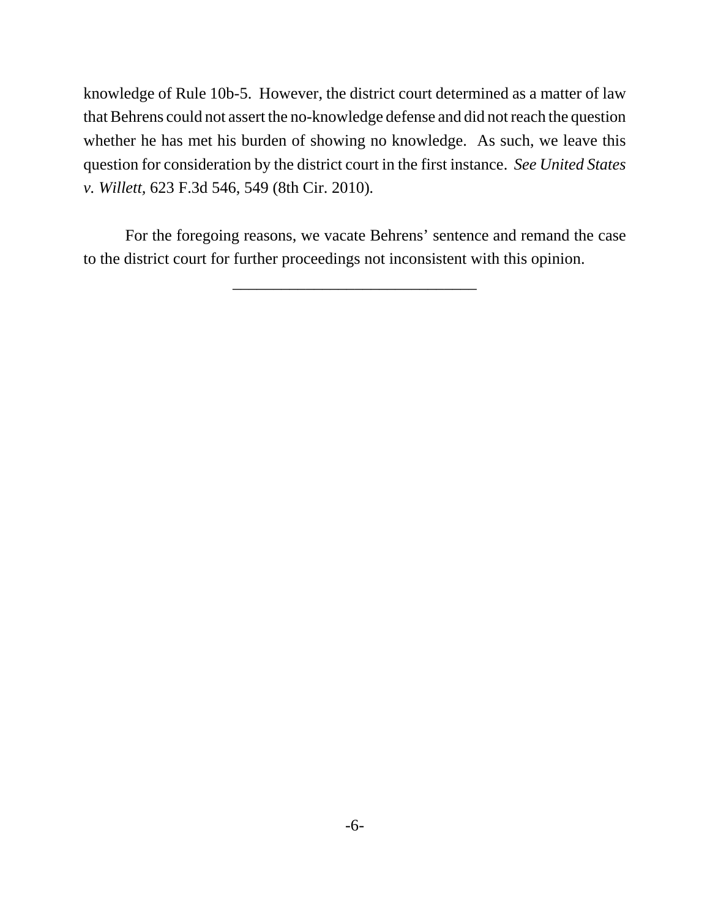knowledge of Rule 10b-5. However, the district court determined as a matter of law that Behrens could not assert the no-knowledge defense and did not reach the question whether he has met his burden of showing no knowledge. As such, we leave this question for consideration by the district court in the first instance. *See United States v. Willett*, 623 F.3d 546, 549 (8th Cir. 2010).

For the foregoing reasons, we vacate Behrens' sentence and remand the case to the district court for further proceedings not inconsistent with this opinion.

______________________________